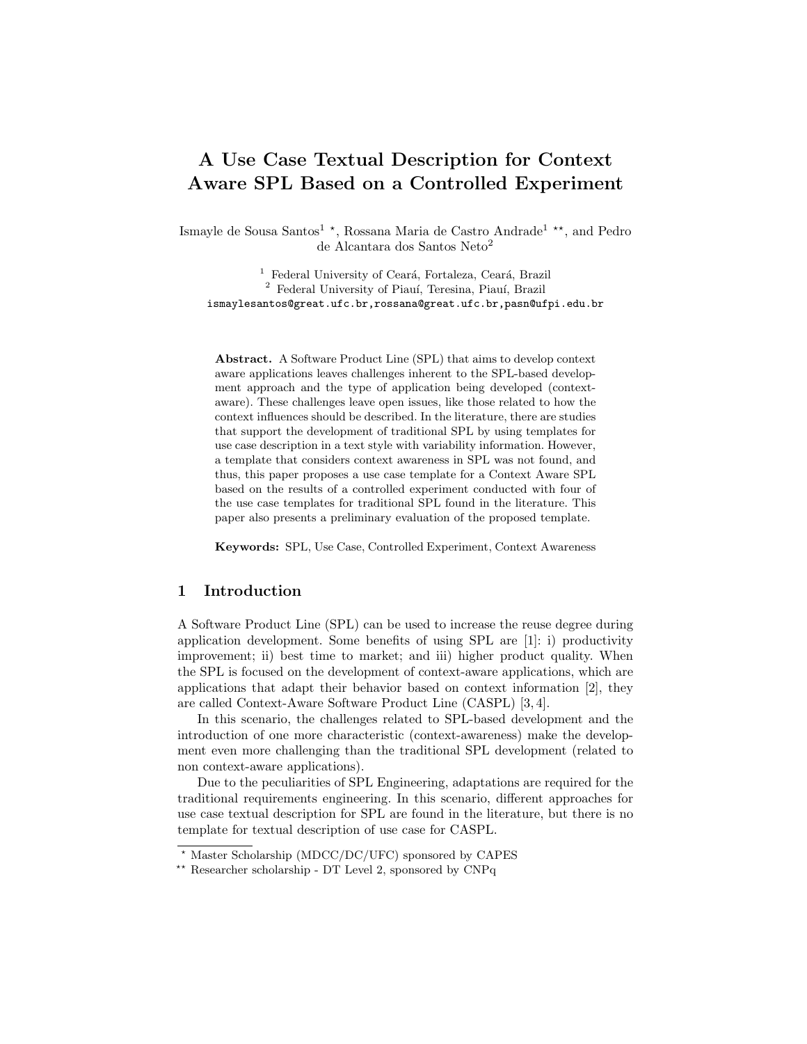# A Use Case Textual Description for Context Aware SPL Based on a Controlled Experiment

Ismayle de Sousa Santos[1] *, Rossana Maria de Castro Andrade[1] **, and Pedro de Alcantara dos Santos Neto[2]

[1] Federal University of Ceará, Fortaleza, Ceará, Brazil
[2] Federal University of Piauí, Teresina, Piauí, Brazil
ismaylesantos@great.ufc.br,rossana@great.ufc.br,pasn@ufpi.edu.br

**Abstract.** A Software Product Line (SPL) that aims to develop context aware applications leaves challenges inherent to the SPL-based development approach and the type of application being developed (context-aware). These challenges leave open issues, like those related to how the context influences should be described. In the literature, there are studies that support the development of traditional SPL by using templates for use case description in a text style with variability information. However, a template that considers context awareness in SPL was not found, and thus, this paper proposes a use case template for a Context Aware SPL based on the results of a controlled experiment conducted with four of the use case templates for traditional SPL found in the literature. This paper also presents a preliminary evaluation of the proposed template.

**Keywords:** SPL, Use Case, Controlled Experiment, Context Awareness

## 1 Introduction

A Software Product Line (SPL) can be used to increase the reuse degree during application development. Some benefits of using SPL are [1]: i) productivity improvement; ii) best time to market; and iii) higher product quality. When the SPL is focused on the development of context-aware applications, which are applications that adapt their behavior based on context information [2], they are called Context-Aware Software Product Line (CASPL) [3, 4].

In this scenario, the challenges related to SPL-based development and the introduction of one more characteristic (context-awareness) make the development even more challenging than the traditional SPL development (related to non context-aware applications).

Due to the peculiarities of SPL Engineering, adaptations are required for the traditional requirements engineering. In this scenario, different approaches for use case textual description for SPL are found in the literature, but there is no template for textual description of use case for CASPL.

* Master Scholarship (MDCC/DC/UFC) sponsored by CAPES
** Researcher scholarship - DT Level 2, sponsored by CNPq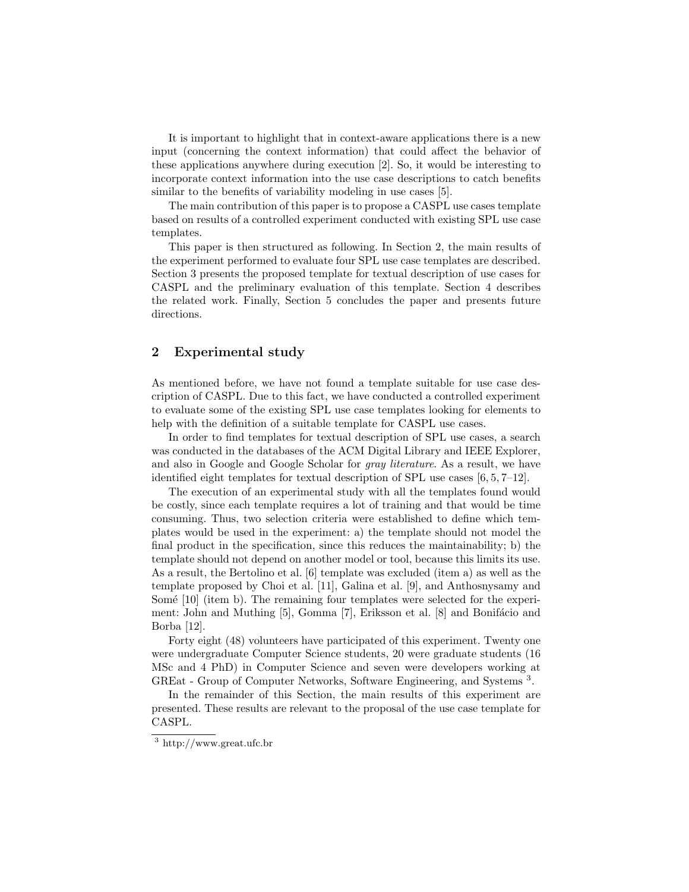It is important to highlight that in context-aware applications there is a new input (concerning the context information) that could affect the behavior of these applications anywhere during execution [2]. So, it would be interesting to incorporate context information into the use case descriptions to catch benefits similar to the benefits of variability modeling in use cases [5].

The main contribution of this paper is to propose a CASPL use cases template based on results of a controlled experiment conducted with existing SPL use case templates.

This paper is then structured as following. In Section 2, the main results of the experiment performed to evaluate four SPL use case templates are described. Section 3 presents the proposed template for textual description of use cases for CASPL and the preliminary evaluation of this template. Section 4 describes the related work. Finally, Section 5 concludes the paper and presents future directions.

## 2 Experimental study

As mentioned before, we have not found a template suitable for use case description of CASPL. Due to this fact, we have conducted a controlled experiment to evaluate some of the existing SPL use case templates looking for elements to help with the definition of a suitable template for CASPL use cases.

In order to find templates for textual description of SPL use cases, a search was conducted in the databases of the ACM Digital Library and IEEE Explorer, and also in Google and Google Scholar for *gray literature*. As a result, we have identified eight templates for textual description of SPL use cases [6, 5, 7–12].

The execution of an experimental study with all the templates found would be costly, since each template requires a lot of training and that would be time consuming. Thus, two selection criteria were established to define which templates would be used in the experiment: a) the template should not model the final product in the specification, since this reduces the maintainability; b) the template should not depend on another model or tool, because this limits its use. As a result, the Bertolino et al. [6] template was excluded (item a) as well as the template proposed by Choi et al. [11], Galina et al. [9], and Anthosnysamy and Somé [10] (item b). The remaining four templates were selected for the experiment: John and Muthing [5], Gomma [7], Eriksson et al. [8] and Bonifácio and Borba [12].

Forty eight (48) volunteers have participated of this experiment. Twenty one were undergraduate Computer Science students, 20 were graduate students (16 MSc and 4 PhD) in Computer Science and seven were developers working at GREat - Group of Computer Networks, Software Engineering, and Systems [3].

In the remainder of this Section, the main results of this experiment are presented. These results are relevant to the proposal of the use case template for CASPL.

[3] http://www.great.ufc.br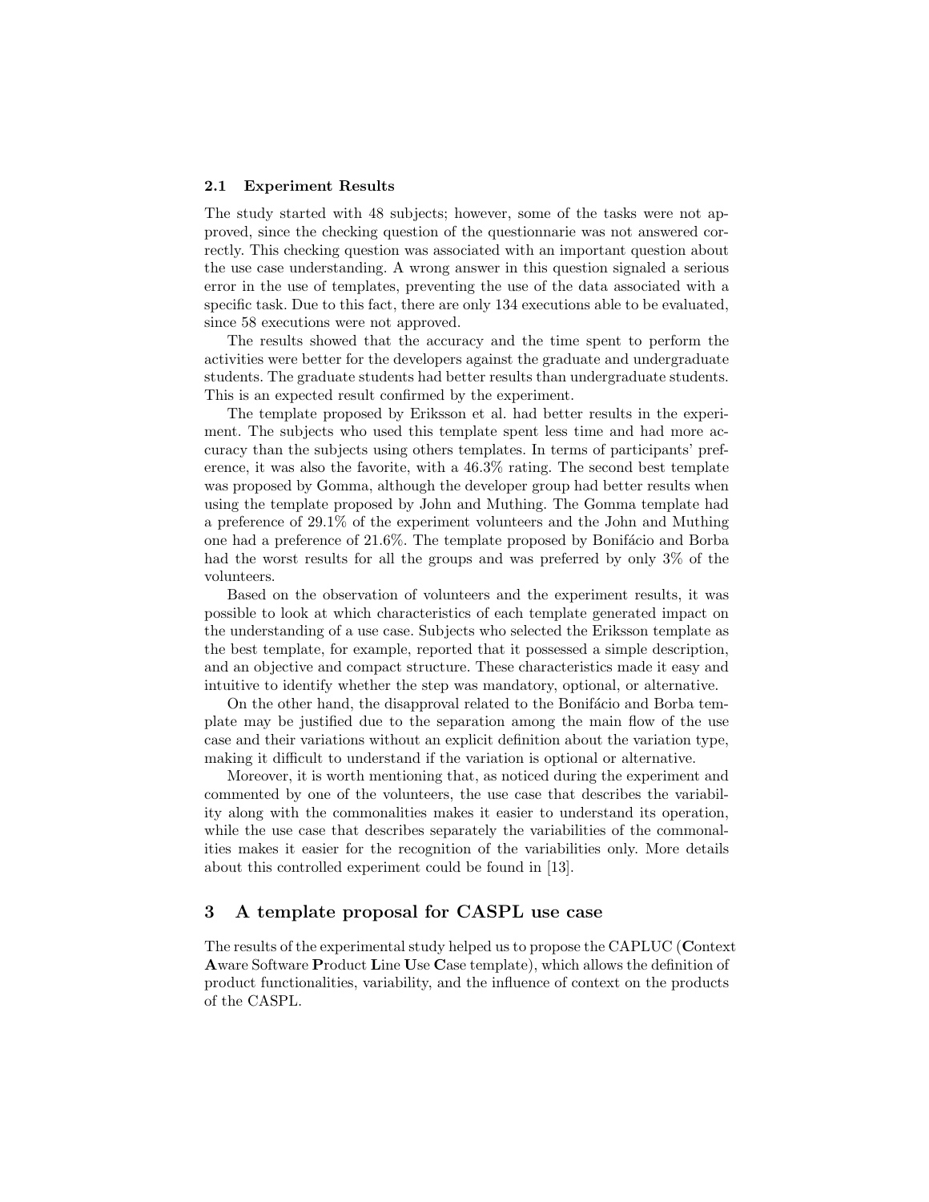### 2.1 Experiment Results

The study started with 48 subjects; however, some of the tasks were not approved, since the checking question of the questionnarie was not answered correctly. This checking question was associated with an important question about the use case understanding. A wrong answer in this question signaled a serious error in the use of templates, preventing the use of the data associated with a specific task. Due to this fact, there are only 134 executions able to be evaluated, since 58 executions were not approved.

The results showed that the accuracy and the time spent to perform the activities were better for the developers against the graduate and undergraduate students. The graduate students had better results than undergraduate students. This is an expected result confirmed by the experiment.

The template proposed by Eriksson et al. had better results in the experiment. The subjects who used this template spent less time and had more accuracy than the subjects using others templates. In terms of participants' preference, it was also the favorite, with a 46.3% rating. The second best template was proposed by Gomma, although the developer group had better results when using the template proposed by John and Muthing. The Gomma template had a preference of 29.1% of the experiment volunteers and the John and Muthing one had a preference of 21.6%. The template proposed by Bonifácio and Borba had the worst results for all the groups and was preferred by only 3% of the volunteers.

Based on the observation of volunteers and the experiment results, it was possible to look at which characteristics of each template generated impact on the understanding of a use case. Subjects who selected the Eriksson template as the best template, for example, reported that it possessed a simple description, and an objective and compact structure. These characteristics made it easy and intuitive to identify whether the step was mandatory, optional, or alternative.

On the other hand, the disapproval related to the Bonifácio and Borba template may be justified due to the separation among the main flow of the use case and their variations without an explicit definition about the variation type, making it difficult to understand if the variation is optional or alternative.

Moreover, it is worth mentioning that, as noticed during the experiment and commented by one of the volunteers, the use case that describes the variability along with the commonalities makes it easier to understand its operation, while the use case that describes separately the variabilities of the commonalities makes it easier for the recognition of the variabilities only. More details about this controlled experiment could be found in [13].

## 3 A template proposal for CASPL use case

The results of the experimental study helped us to propose the CAPLUC (**C**ontext **A**ware Software **P**roduct **L**ine **U**se **C**ase template), which allows the definition of product functionalities, variability, and the influence of context on the products of the CASPL.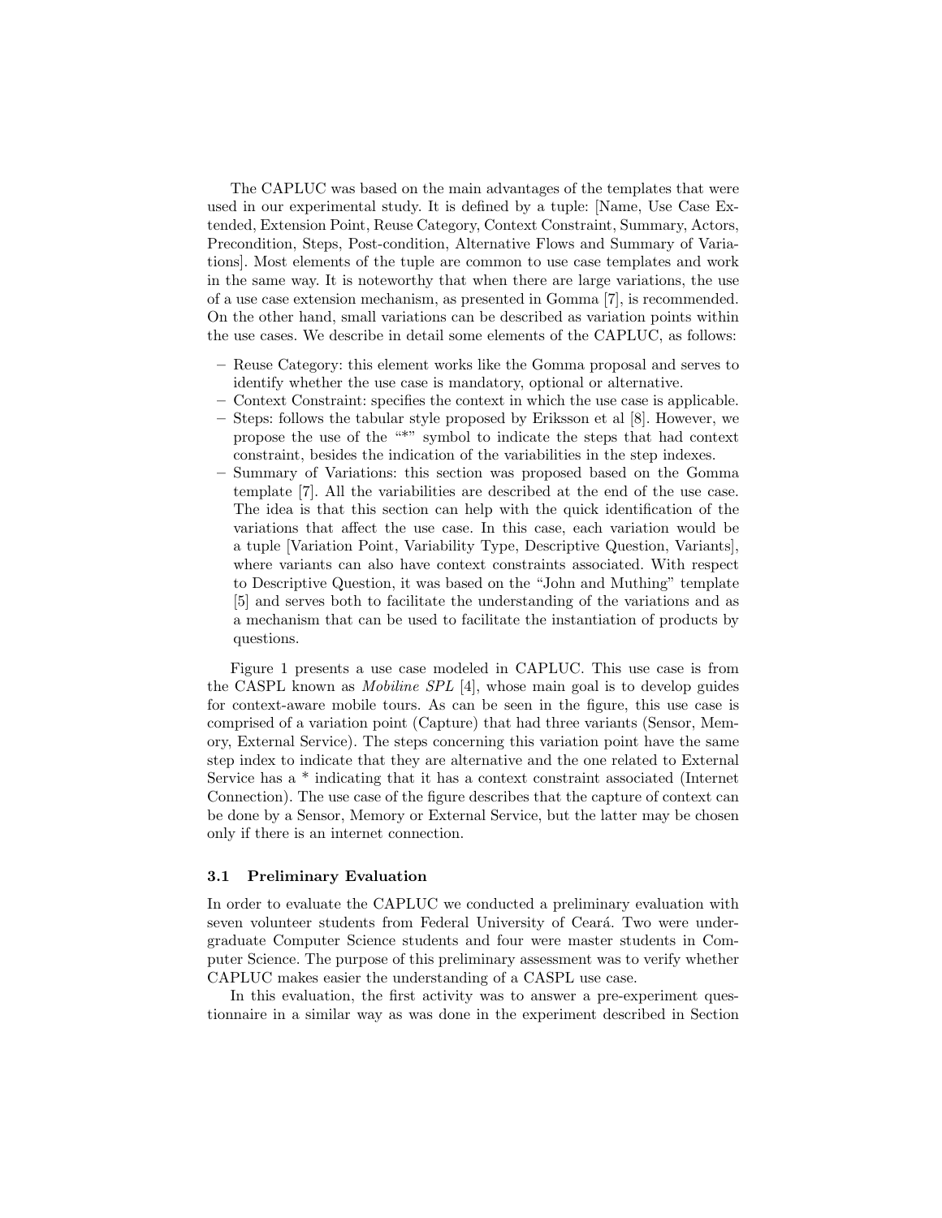The CAPLUC was based on the main advantages of the templates that were used in our experimental study. It is defined by a tuple: [Name, Use Case Extended, Extension Point, Reuse Category, Context Constraint, Summary, Actors, Precondition, Steps, Post-condition, Alternative Flows and Summary of Variations]. Most elements of the tuple are common to use case templates and work in the same way. It is noteworthy that when there are large variations, the use of a use case extension mechanism, as presented in Gomma [7], is recommended. On the other hand, small variations can be described as variation points within the use cases. We describe in detail some elements of the CAPLUC, as follows:

- Reuse Category: this element works like the Gomma proposal and serves to identify whether the use case is mandatory, optional or alternative.
- Context Constraint: specifies the context in which the use case is applicable.
- Steps: follows the tabular style proposed by Eriksson et al [8]. However, we propose the use of the "*" symbol to indicate the steps that had context constraint, besides the indication of the variabilities in the step indexes.
- Summary of Variations: this section was proposed based on the Gomma template [7]. All the variabilities are described at the end of the use case. The idea is that this section can help with the quick identification of the variations that affect the use case. In this case, each variation would be a tuple [Variation Point, Variability Type, Descriptive Question, Variants], where variants can also have context constraints associated. With respect to Descriptive Question, it was based on the "John and Muthing" template [5] and serves both to facilitate the understanding of the variations and as a mechanism that can be used to facilitate the instantiation of products by questions.

Figure 1 presents a use case modeled in CAPLUC. This use case is from the CASPL known as *Mobiline SPL* [4], whose main goal is to develop guides for context-aware mobile tours. As can be seen in the figure, this use case is comprised of a variation point (Capture) that had three variants (Sensor, Memory, External Service). The steps concerning this variation point have the same step index to indicate that they are alternative and the one related to External Service has a * indicating that it has a context constraint associated (Internet Connection). The use case of the figure describes that the capture of context can be done by a Sensor, Memory or External Service, but the latter may be chosen only if there is an internet connection.

### 3.1 Preliminary Evaluation

In order to evaluate the CAPLUC we conducted a preliminary evaluation with seven volunteer students from Federal University of Ceará. Two were undergraduate Computer Science students and four were master students in Computer Science. The purpose of this preliminary assessment was to verify whether CAPLUC makes easier the understanding of a CASPL use case.

In this evaluation, the first activity was to answer a pre-experiment questionnaire in a similar way as was done in the experiment described in Section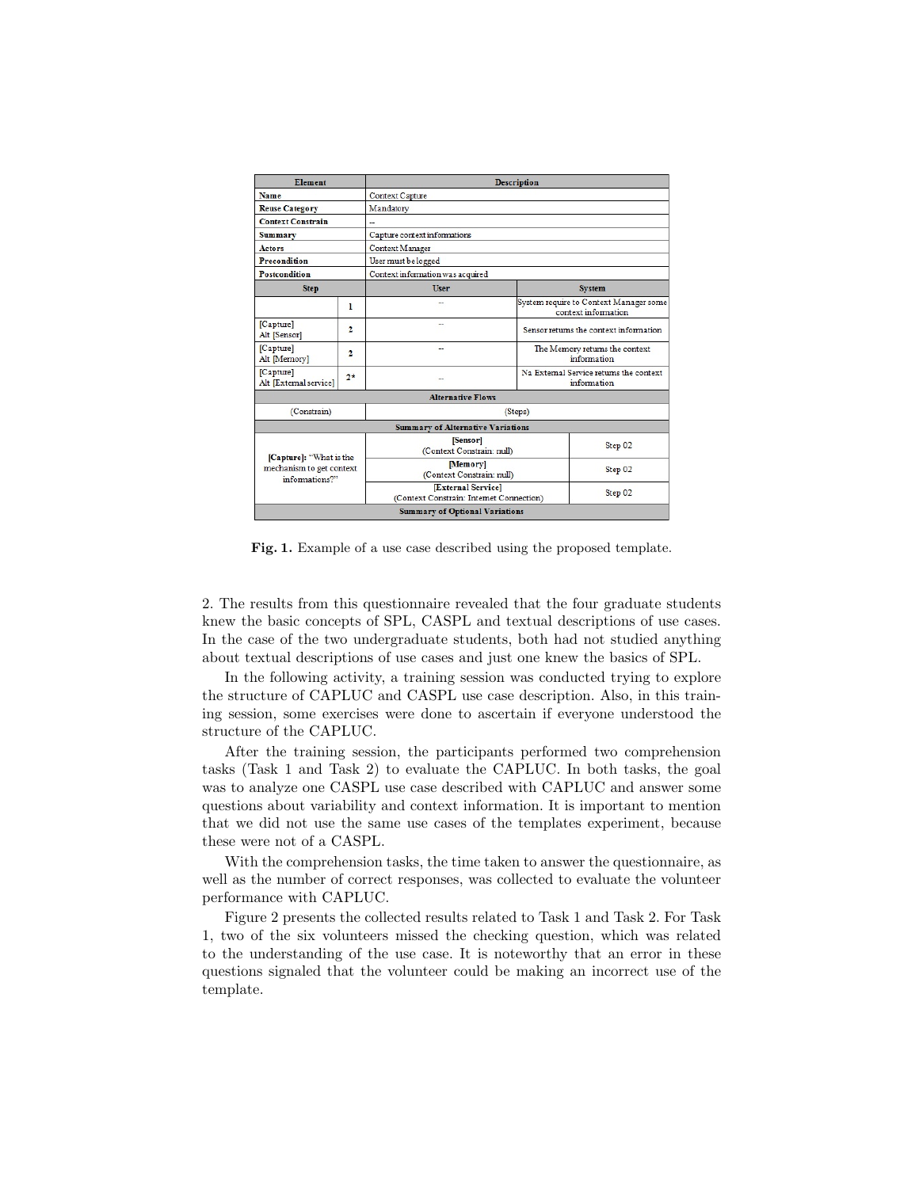| Element | | Description | |
|---|---|---|---|
| **Name** | | Context Capture | |
| **Reuse Category** | | Mandatory | |
| **Context Constrain** | | -- | |
| **Summary** | | Capture context informations | |
| **Actors** | | Context Manager | |
| **Precondition** | | User must be logged | |
| **Postcondition** | | Context information was acquired | |
| **Step** | | **User** | **System** |
| | 1 | -- | System require to Context Manager some context information |
| [Capture] Alt [Sensor] | 2 | -- | Sensor returns the context information |
| [Capture] Alt [Memory] | 2 | -- | The Memory returns the context information |
| [Capture] Alt [External service] | 2* | -- | Na External Service returns the context information |
| **Alternative Flows** | | | |
| (Constrain) | | (Steps) | |
| **Summary of Alternative Variations** | | | |
| **[Capture]**: "What is the mechanism to get context informations?" | | **[Sensor]** (Context Constrain: null) | Step 02 |
| | | **[Memory]** (Context Constrain: null) | Step 02 |
| | | **[External Service]** (Context Constrain: Internet Connection) | Step 02 |
| **Summary of Optional Variations** | | | |

**Fig. 1.** Example of a use case described using the proposed template.

2. The results from this questionnaire revealed that the four graduate students knew the basic concepts of SPL, CASPL and textual descriptions of use cases. In the case of the two undergraduate students, both had not studied anything about textual descriptions of use cases and just one knew the basics of SPL.

In the following activity, a training session was conducted trying to explore the structure of CAPLUC and CASPL use case description. Also, in this training session, some exercises were done to ascertain if everyone understood the structure of the CAPLUC.

After the training session, the participants performed two comprehension tasks (Task 1 and Task 2) to evaluate the CAPLUC. In both tasks, the goal was to analyze one CASPL use case described with CAPLUC and answer some questions about variability and context information. It is important to mention that we did not use the same use cases of the templates experiment, because these were not of a CASPL.

With the comprehension tasks, the time taken to answer the questionnaire, as well as the number of correct responses, was collected to evaluate the volunteer performance with CAPLUC.

Figure 2 presents the collected results related to Task 1 and Task 2. For Task 1, two of the six volunteers missed the checking question, which was related to the understanding of the use case. It is noteworthy that an error in these questions signaled that the volunteer could be making an incorrect use of the template.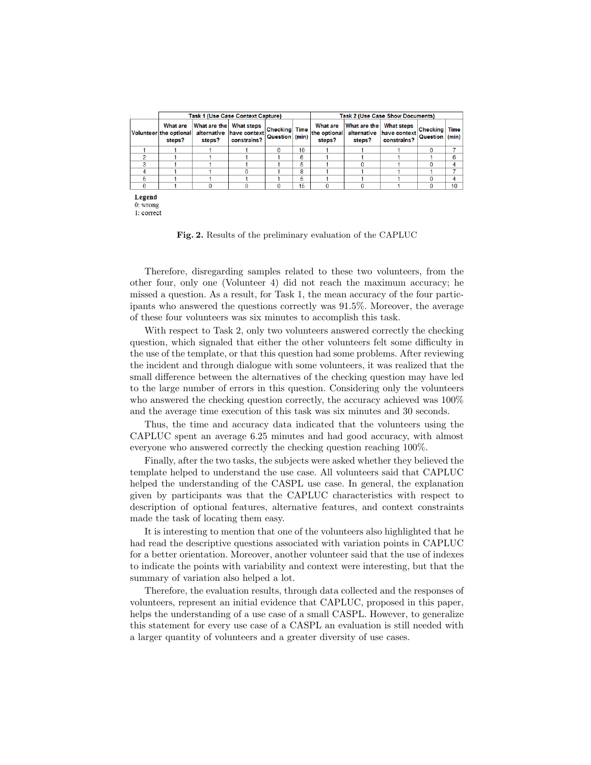| Volunteer | Task 1 (Use Case Context Capture) | | | | | Task 2 (Use Case Show Documents) | | | | |
|---|---|---|---|---|---|---|---|---|---|---|
| | What are the optional steps? | What are the alternative steps? | What steps have context constrains? | Checking Question | Time (min) | What are the optional steps? | What are the alternative steps? | What steps have context constrains? | Checking Question | Time (min) |
| 1 | 1 | 1 | 1 | 0 | 10 | 1 | 1 | 1 | 0 | 7 |
| 2 | 1 | 1 | 1 | 1 | 6 | 1 | 1 | 1 | 1 | 6 |
| 3 | 1 | 1 | 1 | 1 | 5 | 1 | 0 | 1 | 0 | 4 |
| 4 | 1 | 1 | 0 | 1 | 8 | 1 | 1 | 1 | 1 | 7 |
| 5 | 1 | 1 | 1 | 1 | 5 | 1 | 1 | 1 | 0 | 4 |
| 6 | 1 | 0 | 0 | 0 | 15 | 0 | 0 | 1 | 0 | 10 |

**Legend**
0: wrong
1: correct

**Fig. 2.** Results of the preliminary evaluation of the CAPLUC

Therefore, disregarding samples related to these two volunteers, from the other four, only one (Volunteer 4) did not reach the maximum accuracy; he missed a question. As a result, for Task 1, the mean accuracy of the four participants who answered the questions correctly was 91.5%. Moreover, the average of these four volunteers was six minutes to accomplish this task.

With respect to Task 2, only two volunteers answered correctly the checking question, which signaled that either the other volunteers felt some difficulty in the use of the template, or that this question had some problems. After reviewing the incident and through dialogue with some volunteers, it was realized that the small difference between the alternatives of the checking question may have led to the large number of errors in this question. Considering only the volunteers who answered the checking question correctly, the accuracy achieved was 100% and the average time execution of this task was six minutes and 30 seconds.

Thus, the time and accuracy data indicated that the volunteers using the CAPLUC spent an average 6.25 minutes and had good accuracy, with almost everyone who answered correctly the checking question reaching 100%.

Finally, after the two tasks, the subjects were asked whether they believed the template helped to understand the use case. All volunteers said that CAPLUC helped the understanding of the CASPL use case. In general, the explanation given by participants was that the CAPLUC characteristics with respect to description of optional features, alternative features, and context constraints made the task of locating them easy.

It is interesting to mention that one of the volunteers also highlighted that he had read the descriptive questions associated with variation points in CAPLUC for a better orientation. Moreover, another volunteer said that the use of indexes to indicate the points with variability and context were interesting, but that the summary of variation also helped a lot.

Therefore, the evaluation results, through data collected and the responses of volunteers, represent an initial evidence that CAPLUC, proposed in this paper, helps the understanding of a use case of a small CASPL. However, to generalize this statement for every use case of a CASPL an evaluation is still needed with a larger quantity of volunteers and a greater diversity of use cases.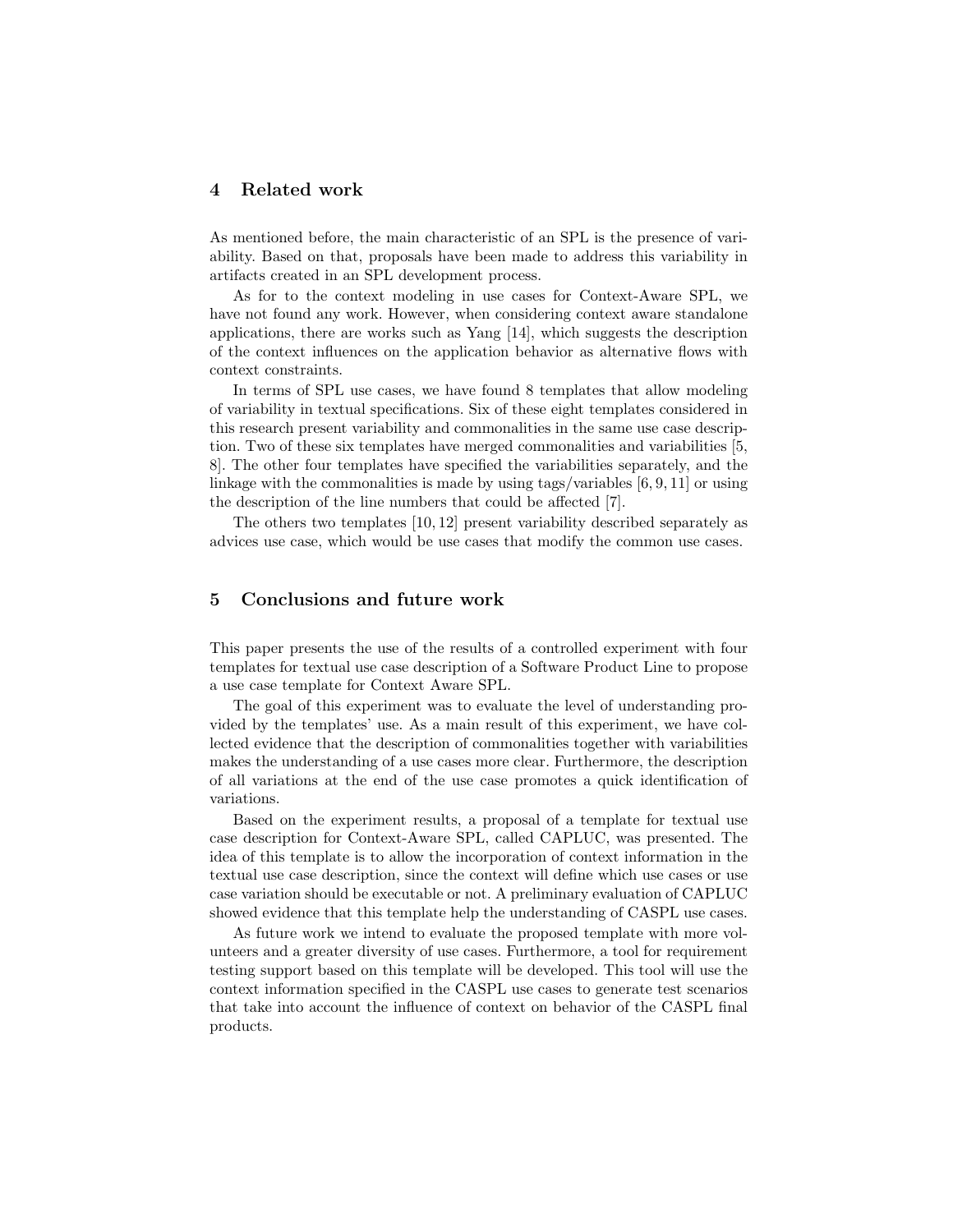## 4 Related work

As mentioned before, the main characteristic of an SPL is the presence of variability. Based on that, proposals have been made to address this variability in artifacts created in an SPL development process.

As for to the context modeling in use cases for Context-Aware SPL, we have not found any work. However, when considering context aware standalone applications, there are works such as Yang [14], which suggests the description of the context influences on the application behavior as alternative flows with context constraints.

In terms of SPL use cases, we have found 8 templates that allow modeling of variability in textual specifications. Six of these eight templates considered in this research present variability and commonalities in the same use case description. Two of these six templates have merged commonalities and variabilities [5, 8]. The other four templates have specified the variabilities separately, and the linkage with the commonalities is made by using tags/variables [6, 9, 11] or using the description of the line numbers that could be affected [7].

The others two templates [10, 12] present variability described separately as advices use case, which would be use cases that modify the common use cases.

## 5 Conclusions and future work

This paper presents the use of the results of a controlled experiment with four templates for textual use case description of a Software Product Line to propose a use case template for Context Aware SPL.

The goal of this experiment was to evaluate the level of understanding provided by the templates' use. As a main result of this experiment, we have collected evidence that the description of commonalities together with variabilities makes the understanding of a use cases more clear. Furthermore, the description of all variations at the end of the use case promotes a quick identification of variations.

Based on the experiment results, a proposal of a template for textual use case description for Context-Aware SPL, called CAPLUC, was presented. The idea of this template is to allow the incorporation of context information in the textual use case description, since the context will define which use cases or use case variation should be executable or not. A preliminary evaluation of CAPLUC showed evidence that this template help the understanding of CASPL use cases.

As future work we intend to evaluate the proposed template with more volunteers and a greater diversity of use cases. Furthermore, a tool for requirement testing support based on this template will be developed. This tool will use the context information specified in the CASPL use cases to generate test scenarios that take into account the influence of context on behavior of the CASPL final products.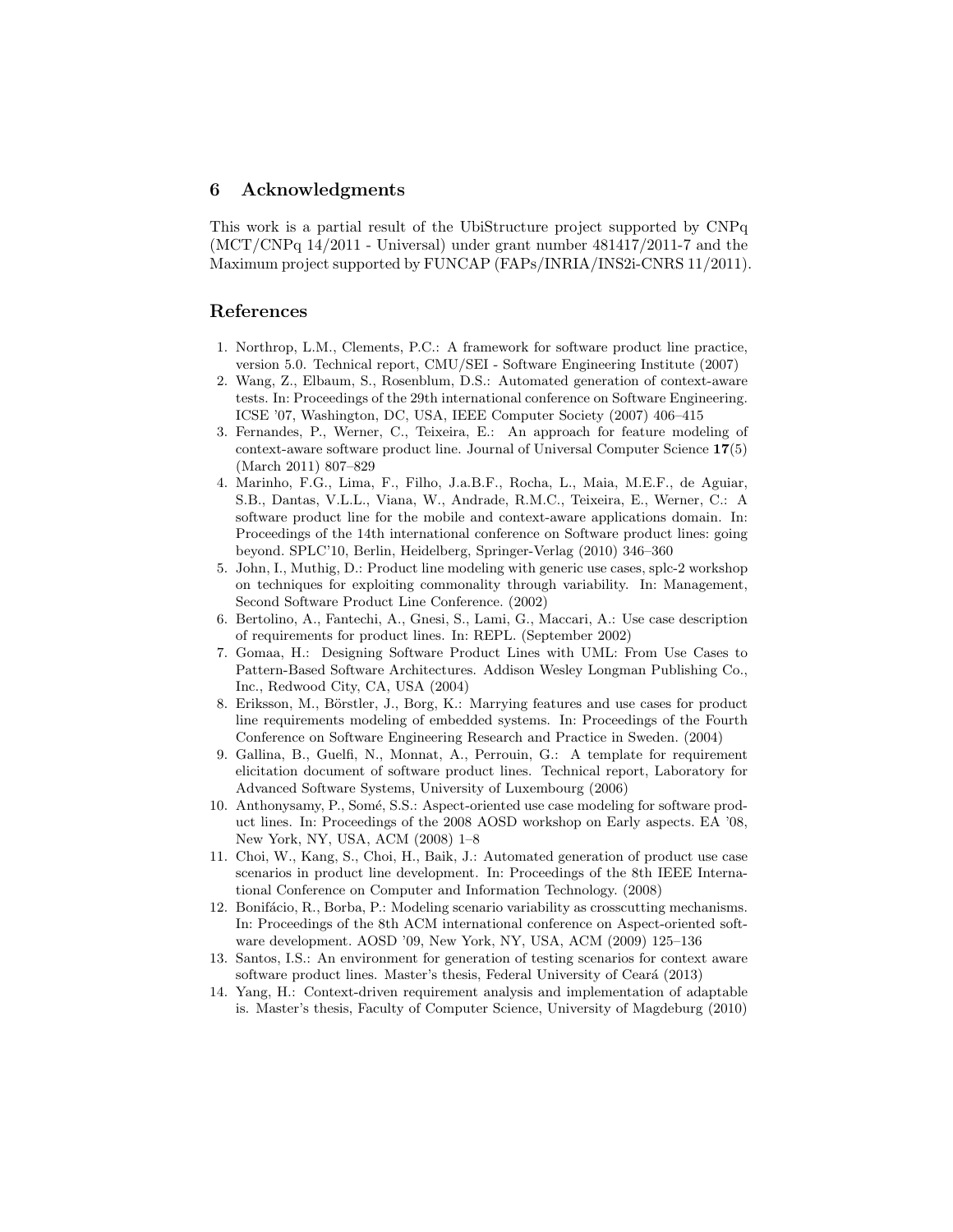## 6 Acknowledgments

This work is a partial result of the UbiStructure project supported by CNPq (MCT/CNPq 14/2011 - Universal) under grant number 481417/2011-7 and the Maximum project supported by FUNCAP (FAPs/INRIA/INS2i-CNRS 11/2011).

## References

1. Northrop, L.M., Clements, P.C.: A framework for software product line practice, version 5.0. Technical report, CMU/SEI - Software Engineering Institute (2007)
2. Wang, Z., Elbaum, S., Rosenblum, D.S.: Automated generation of context-aware tests. In: Proceedings of the 29th international conference on Software Engineering. ICSE '07, Washington, DC, USA, IEEE Computer Society (2007) 406–415
3. Fernandes, P., Werner, C., Teixeira, E.: An approach for feature modeling of context-aware software product line. Journal of Universal Computer Science **17**(5) (March 2011) 807–829
4. Marinho, F.G., Lima, F., Filho, J.a.B.F., Rocha, L., Maia, M.E.F., de Aguiar, S.B., Dantas, V.L.L., Viana, W., Andrade, R.M.C., Teixeira, E., Werner, C.: A software product line for the mobile and context-aware applications domain. In: Proceedings of the 14th international conference on Software product lines: going beyond. SPLC'10, Berlin, Heidelberg, Springer-Verlag (2010) 346–360
5. John, I., Muthig, D.: Product line modeling with generic use cases, splc-2 workshop on techniques for exploiting commonality through variability. In: Management, Second Software Product Line Conference. (2002)
6. Bertolino, A., Fantechi, A., Gnesi, S., Lami, G., Maccari, A.: Use case description of requirements for product lines. In: REPL. (September 2002)
7. Gomaa, H.: Designing Software Product Lines with UML: From Use Cases to Pattern-Based Software Architectures. Addison Wesley Longman Publishing Co., Inc., Redwood City, CA, USA (2004)
8. Eriksson, M., Börstler, J., Borg, K.: Marrying features and use cases for product line requirements modeling of embedded systems. In: Proceedings of the Fourth Conference on Software Engineering Research and Practice in Sweden. (2004)
9. Gallina, B., Guelfi, N., Monnat, A., Perrouin, G.: A template for requirement elicitation document of software product lines. Technical report, Laboratory for Advanced Software Systems, University of Luxembourg (2006)
10. Anthonysamy, P., Somé, S.S.: Aspect-oriented use case modeling for software product lines. In: Proceedings of the 2008 AOSD workshop on Early aspects. EA '08, New York, NY, USA, ACM (2008) 1–8
11. Choi, W., Kang, S., Choi, H., Baik, J.: Automated generation of product use case scenarios in product line development. In: Proceedings of the 8th IEEE International Conference on Computer and Information Technology. (2008)
12. Bonifácio, R., Borba, P.: Modeling scenario variability as crosscutting mechanisms. In: Proceedings of the 8th ACM international conference on Aspect-oriented software development. AOSD '09, New York, NY, USA, ACM (2009) 125–136
13. Santos, I.S.: An environment for generation of testing scenarios for context aware software product lines. Master's thesis, Federal University of Ceará (2013)
14. Yang, H.: Context-driven requirement analysis and implementation of adaptable is. Master's thesis, Faculty of Computer Science, University of Magdeburg (2010)